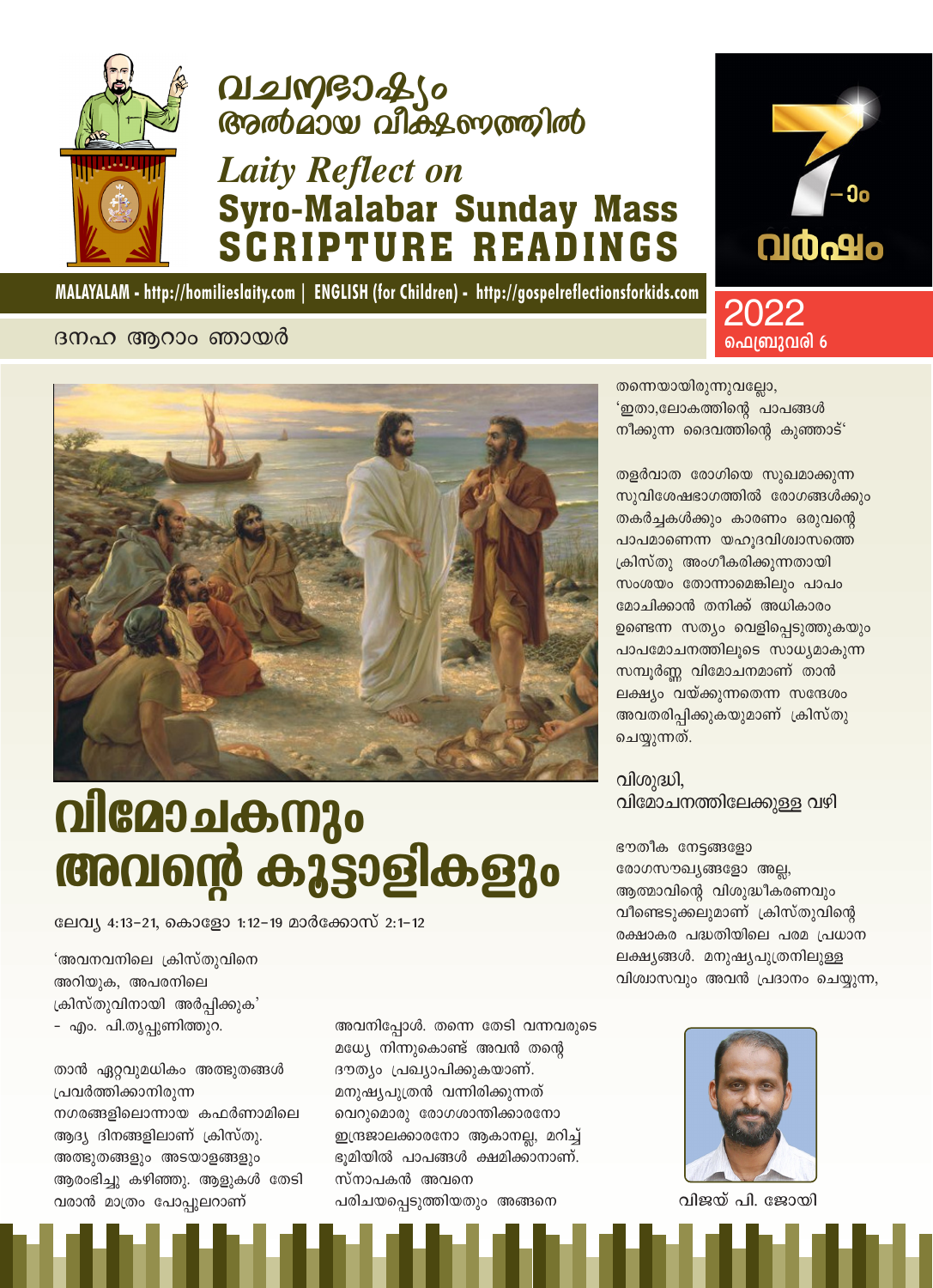# വചനഭാഷ്യം അൽമായ വീക്ഷണത്തിൽ

## *Laity Reflect on* Syro-Malabar Sunday Mass SCRIPTURE READINGS

7-ാം വർഷം

**MALAYALAM - http://homilieslaity.com | ENGLISH (for Children) - http://gospelreflectionsforkids.com**

ദനഹ ആറാം ഞായർ

2022 ഫെബ്രുവരി 6

# വിമോചകനും അവന്റെ കൂട്ടാളികളും

ലേവ്യ 4:13-21, കൊളോ 1:12-19 മാർക്കോസ് 2:1-12

'അവനവനിലെ ക്രിസ്തുവിനെ അറിയുക, അപരനിലെ ക്രിസ്തുവിനായി അർപ്പിക്കുക'
- എം. പി.തൃപ്പൂണിത്തുറ.

താൻ ഏറ്റവുമധികം അത്ഭുതങ്ങൾ പ്രവർത്തിക്കാനിരുന്ന നഗരങ്ങളിലൊന്നായ കഫർണാമിലെ ആദ്യ ദിനങ്ങളിലാണ് ക്രിസ്തു. അത്ഭുതങ്ങളും അടയാളങ്ങളും ആരംഭിച്ചു കഴിഞ്ഞു. ആളുകൾ തേടി വരാൻ മാത്രം പോപ്പുലറാണ് അവനിപ്പോൾ. തന്നെ തേടി വന്നവരുടെ മധ്യേ നിന്നുകൊണ്ട് അവൻ തന്റെ ദൗത്യം പ്രഖ്യാപിക്കുകയാണ്. മനുഷ്യപുത്രൻ വന്നിരിക്കുന്നത് വെറുമൊരു രോഗശാന്തിക്കാരനോ ഇന്ദ്രജാലക്കാരനോ ആകാനല്ല, മറിച്ച് ഭൂമിയിൽ പാപങ്ങൾ ക്ഷമിക്കാനാണ്. സ്നാപകൻ അവനെ പരിചയപ്പെടുത്തിയതും അങ്ങനെ തന്നെയായിരുന്നുവല്ലോ, 'ഇതാ,ലോകത്തിന്റെ പാപങ്ങൾ നീക്കുന്ന ദൈവത്തിന്റെ കുഞ്ഞാട്'

തളർവാത രോഗിയെ സുഖമാക്കുന്ന സുവിശേഷഭാഗത്തിൽ രോഗങ്ങൾക്കും തകർച്ചകൾക്കും കാരണം ഒരുവന്റെ പാപമാണെന്ന യഹൂദവിശ്വാസത്തെ ക്രിസ്തു അംഗീകരിക്കുന്നതായി സംശയം തോന്നാമെങ്കിലും പാപം മോചിക്കാൻ തനിക്ക് അധികാരം ഉണ്ടെന്ന സത്യം വെളിപ്പെടുത്തുകയും പാപമോചനത്തിലൂടെ സാധ്യമാകുന്ന സമ്പൂർണ്ണ വിമോചനമാണ് താൻ ലക്ഷ്യം വയ്ക്കുന്നതെന്ന സന്ദേശം അവതരിപ്പിക്കുകയുമാണ് ക്രിസ്തു ചെയ്യുന്നത്.

### വിശുദ്ധി, വിമോചനത്തിലേക്കുള്ള വഴി

ഭൗതീക നേട്ടങ്ങളോ രോഗസൗഖ്യങ്ങളോ അല്ല, ആത്മാവിന്റെ വിശുദ്ധീകരണവും വീണ്ടെടുക്കലുമാണ് ക്രിസ്തുവിന്റെ രക്ഷാകര പദ്ധതിയിലെ പരമ പ്രധാന ലക്ഷ്യങ്ങൾ. മനുഷ്യപുത്രനിലുള്ള വിശ്വാസവും അവൻ പ്രദാനം ചെയ്യുന്ന,

വിജയ് പി. ജോയി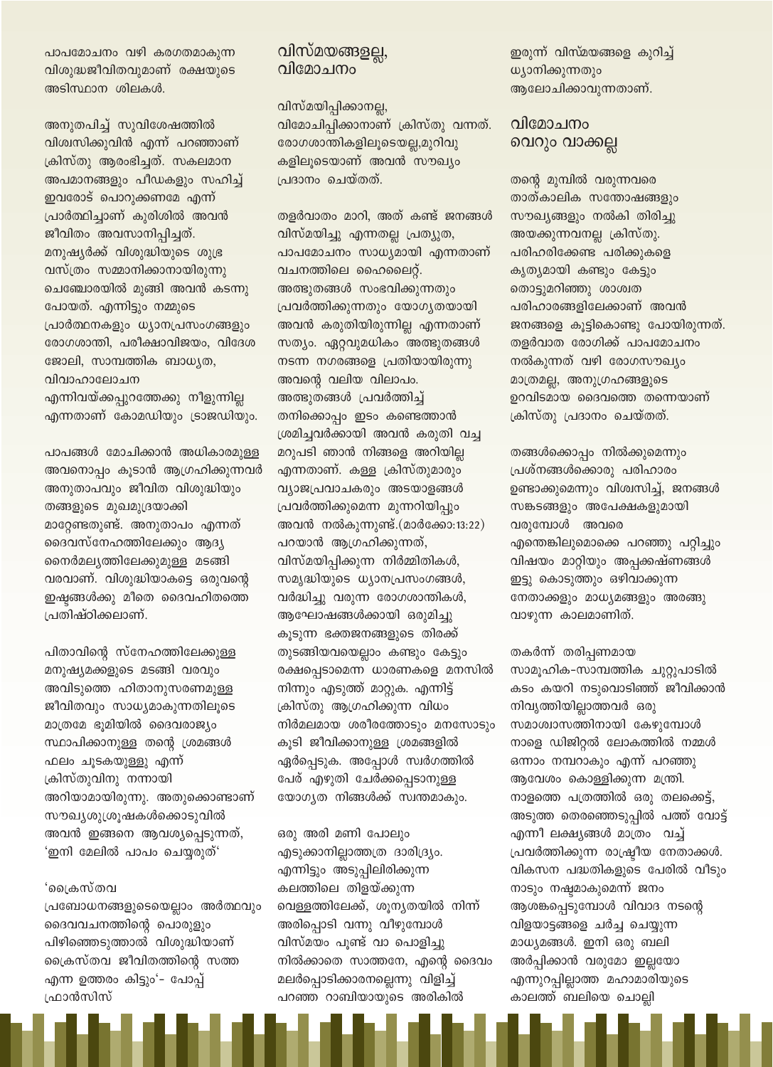പാപമോചനം വഴി കരഗതമാകുന്ന വിശുദ്ധജീവിതവുമാണ് രക്ഷയുടെ അടിസ്ഥാന ശിലകൾ.

അനുതപിച്ച് സുവിശേഷത്തിൽ വിശ്വസിക്കുവിൻ എന്ന് പറഞ്ഞാണ് ക്രിസ്തു ആരംഭിച്ചത്. സകലമാന അപമാനങ്ങളും പീഡകളും സഹിച്ച് ഇവരോട് പൊറുക്കണമേ എന്ന് പ്രാർത്ഥിച്ചാണ് കുരിശിൽ അവൻ ജീവിതം അവസാനിപ്പിച്ചത്. മനുഷ്യർക്ക് വിശുദ്ധിയുടെ ശുഭ്ര വസ്ത്രം സമ്മാനിക്കാനായിരുന്നു ചെഞ്ചോരയിൽ മുങ്ങി അവൻ കടന്നു പോയത്. എന്നിട്ടും നമ്മുടെ പ്രാർത്ഥനകളും ധ്യാനപ്രസംഗങ്ങളും രോഗശാന്തി, പരീക്ഷാവിജയം, വിദേശ ജോലി, സാമ്പത്തിക ബാധ്യത, വിവാഹാലോചന എന്നിവയ്ക്കപ്പുറത്തേക്കു നീളുന്നില്ല എന്നതാണ് കോമഡിയും ട്രാജഡിയും.

പാപങ്ങൾ മോചിക്കാൻ അധികാരമുള്ള അവനൊപ്പം കൂടാൻ ആഗ്രഹിക്കുന്നവർ അനുതാപവും ജീവിത വിശുദ്ധിയും തങ്ങളുടെ മുഖമുദ്രയാക്കി മാറ്റേണ്ടതുണ്ട്. അനുതാപം എന്നത് ദൈവസ്നേഹത്തിലേക്കും ആദ്യ നൈർമല്യത്തിലേക്കുമുള്ള മടങ്ങി വരവാണ്. വിശുദ്ധിയാകട്ടെ ഒരുവന്റെ ഇഷ്ടങ്ങൾക്കു മീതെ ദൈവഹിതത്തെ പ്രതിഷ്ഠിക്കലാണ്.

പിതാവിന്റെ സ്നേഹത്തിലേക്കുള്ള മനുഷ്യമക്കളുടെ മടങ്ങി വരവും അവിടുത്തെ ഹിതാനുസരണമുള്ള ജീവിതവും സാധ്യമാകുന്നതിലൂടെ മാത്രമേ ഭൂമിയിൽ ദൈവരാജ്യം സ്ഥാപിക്കാനുള്ള തന്റെ ശ്രമങ്ങൾ ഫലം ചൂടകയുള്ളു എന്ന് ക്രിസ്തുവിനു നന്നായി അറിയാമായിരുന്നു. അതുക്കൊണ്ടാണ് സൗഖ്യശുശ്രൂഷകൾക്കൊടുവിൽ അവൻ ഇങ്ങനെ ആവശ്യപ്പെടുന്നത്, 'ഇനി മേലിൽ പാപം ചെയ്യരുത്'

'ക്രൈസ്തവ പ്രബോധനങ്ങളുടെയെല്ലാം അർത്ഥവും ദൈവവചനത്തിന്റെ പൊരുളും പിഴിഞ്ഞെടുത്താൽ വിശുദ്ധിയാണ് ക്രൈസ്തവ ജീവിതത്തിന്റെ സത്ത എന്ന ഉത്തരം കിട്ടും'- പോപ്പ് ഫ്രാൻസിസ്

## വിസ്മയങ്ങളല്ല, വിമോചനം

വിസ്മയിപ്പിക്കാനല്ല, വിമോചിപ്പിക്കാനാണ് ക്രിസ്തു വന്നത്. രോഗശാന്തികളിലൂടെയല്ല,മുറിവു കളിലൂടെയാണ് അവൻ സൗഖ്യം പ്രദാനം ചെയ്തത്.

തളർവാതം മാറി, അത് കണ്ട് ജനങ്ങൾ വിസ്മയിച്ചു എന്നതല്ല പ്രത്യുത, പാപമോചനം സാധ്യമായി എന്നതാണ് വചനത്തിലെ ഹൈലൈറ്റ്. അത്ഭുതങ്ങൾ സംഭവിക്കുന്നതും പ്രവർത്തിക്കുന്നതും യോഗ്യതയായി അവൻ കരുതിയിരുന്നില്ല എന്നതാണ് സത്യം. ഏറ്റവുമധികം അത്ഭുതങ്ങൾ നടന്ന നഗരങ്ങളെ പ്രതിയായിരുന്നു അവന്റെ വലിയ വിലാപം. അത്ഭുതങ്ങൾ പ്രവർത്തിച്ച് തനിക്കൊപ്പം ഇടം കണ്ടെത്താൻ ശ്രമിച്ചവർക്കായി അവൻ കരുതി വച്ച മറുപടി ഞാൻ നിങ്ങളെ അറിയില്ല എന്നതാണ്. കള്ള ക്രിസ്തുമാരും വ്യാജപ്രവാചകരും അടയാളങ്ങൾ പ്രവർത്തിക്കുമെന്ന മുന്നറിയിപ്പും അവൻ നൽകുന്നുണ്ട്.(മാർക്കോ:13:22) പറയാൻ ആഗ്രഹിക്കുന്നത്, വിസ്മയിപ്പിക്കുന്ന നിർമ്മിതികൾ, സമൃദ്ധിയുടെ ധ്യാനപ്രസംഗങ്ങൾ, വർദ്ധിച്ചു വരുന്ന രോഗശാന്തികൾ, ആഘോഷങ്ങൾക്കായി ഒരുമിച്ചു കൂടുന്ന ഭക്തജനങ്ങളുടെ തിരക്ക് തുടങ്ങിയവയെല്ലാം കണ്ടും കേട്ടും രക്ഷപ്പെടാമെന്ന ധാരണകളെ മനസിൽ നിന്നും എടുത്ത് മാറ്റുക. എന്നിട്ട് ക്രിസ്തു ആഗ്രഹിക്കുന്ന വിധം നിർമലമായ ശരീരത്തോടും മനസോടും കൂടി ജീവിക്കാനുള്ള ശ്രമങ്ങളിൽ ഏർപ്പെടുക. അപ്പോൾ സ്വർഗത്തിൽ പേര് എഴുതി ചേർക്കപ്പെടാനുള്ള യോഗ്യത നിങ്ങൾക്ക് സ്വന്തമാകും.

ഒരു അരി മണി പോലും എടുക്കാനില്ലാത്തത്ര ദാരിദ്ര്യം. എന്നിട്ടും അടുപ്പിലിരിക്കുന്ന കലത്തിലെ തിളയ്ക്കുന്ന വെള്ളത്തിലേക്ക്, ശൂന്യതയിൽ നിന്ന് അരിപ്പൊടി വന്നു വീഴുമ്പോൾ വിസ്മയം പൂണ്ട് വാ പൊളിച്ചു നിൽക്കാതെ സാത്തനേ, എന്റെ ദൈവം മലർപ്പൊടിക്കാരനല്ലെന്നു വിളിച്ച് പറഞ്ഞ റാബിയായുടെ അരികിൽ ഇരുന്ന് വിസ്മയങ്ങളെ കുറിച്ച് ധ്യാനിക്കുന്നതും ആലോചിക്കാവുന്നതാണ്.

## വിമോചനം വെറും വാക്കല്ല

തന്റെ മുമ്പിൽ വരുന്നവരെ താത്കാലിക സന്തോഷങ്ങളും സൗഖ്യങ്ങളും നൽകി തിരിച്ചു അയക്കുന്നവനല്ല ക്രിസ്തു. പരിഹരിക്കേണ്ട പരിക്കുകളെ കൃത്യമായി കണ്ടും കേട്ടും തൊട്ടുമറിഞ്ഞു ശാശ്വത പരിഹാരങ്ങളിലേക്കാണ് അവൻ ജനങ്ങളെ കൂട്ടികൊണ്ടു പോയിരുന്നത്. തളർവാത രോഗിക്ക് പാപമോചനം നൽകുന്നത് വഴി രോഗസൗഖ്യം മാത്രമല്ല, അനുഗ്രഹങ്ങളുടെ ഉറവിടമായ ദൈവത്തെ തന്നെയാണ് ക്രിസ്തു പ്രദാനം ചെയ്തത്.

തങ്ങൾക്കൊപ്പം നിൽക്കുമെന്നും പ്രശ്നങ്ങൾക്കൊരു പരിഹാരം ഉണ്ടാക്കുമെന്നും വിശ്വസിച്ച്, ജനങ്ങൾ സങ്കടങ്ങളും അപേക്ഷകളുമായി വരുമ്പോൾ അവരെ എന്തെങ്കിലുമൊക്കെ പറഞ്ഞു പറ്റിച്ചും വിഷയം മാറ്റിയും അപ്പക്കഷ്ണങ്ങൾ ഇട്ടു കൊടുത്തും ഒഴിവാക്കുന്ന നേതാക്കളും മാധ്യമങ്ങളും അരങ്ങു വാഴുന്ന കാലമാണിത്.

തകർന്ന് തരിപ്പണമായ സാമൂഹിക-സാമ്പത്തിക ചുറ്റുപാടിൽ കടം കയറി നടുവൊടിഞ്ഞ് ജീവിക്കാൻ നിവൃത്തിയില്ലാത്തവർ ഒരു സമാശ്വാസത്തിനായി കേഴുമ്പോൾ നാളെ ഡിജിറ്റൽ ലോകത്തിൽ നമ്മൾ ഒന്നാം നമ്പറാകും എന്ന് പറഞ്ഞു ആവേശം കൊള്ളിക്കുന്ന മന്ത്രി. നാളത്തെ പത്രത്തിൽ ഒരു തലക്കെട്ട്, അടുത്ത തെരഞ്ഞെടുപ്പിൽ പത്ത് വോട്ട് എന്നീ ലക്ഷ്യങ്ങൾ മാത്രം വച്ച് പ്രവർത്തിക്കുന്ന രാഷ്ട്രീയ നേതാക്കൾ. വികസന പദ്ധതികളുടെ പേരിൽ വീടും നാടും നഷ്ടമാകുമെന്ന് ജനം ആശങ്കപ്പെടുമ്പോൾ വിവാദ നടന്റെ വിളയാട്ടങ്ങളെ ചർച്ച ചെയ്യുന്ന മാധ്യമങ്ങൾ. ഇനി ഒരു ബലി അർപ്പിക്കാൻ വരുമോ ഇല്ലയോ എന്നുറപ്പില്ലാത്ത മഹാമാരിയുടെ കാലത്ത് ബലിയെ ചൊല്ലി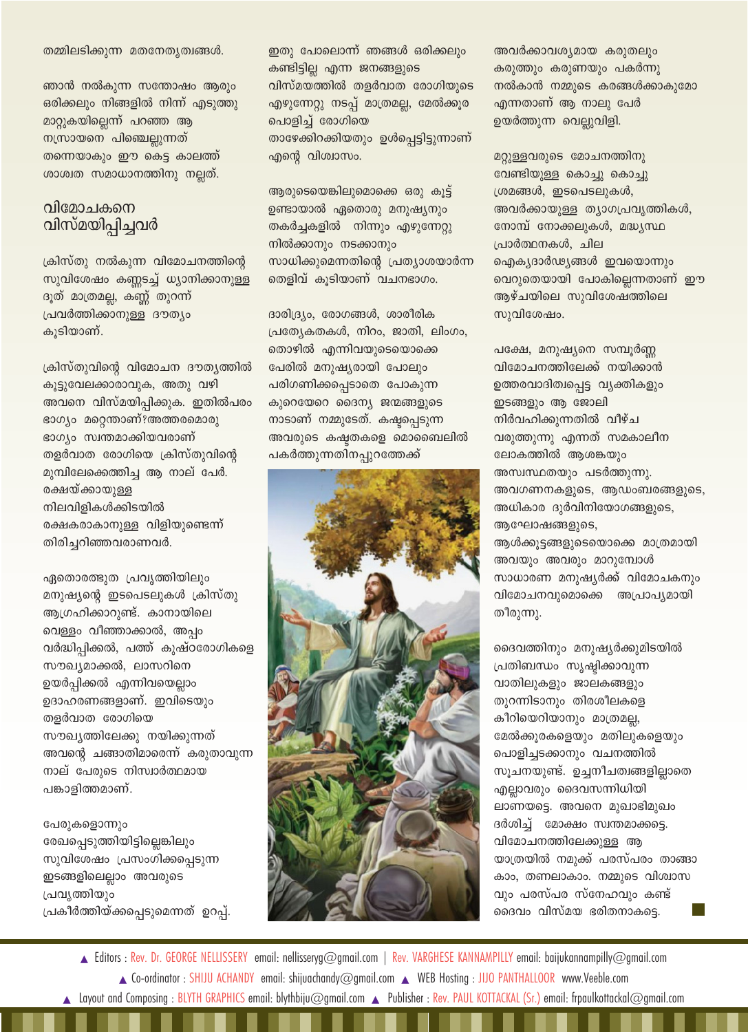തമ്മിലടിക്കുന്ന മതനേതൃത്വങ്ങൾ.

ഞാൻ നൽകുന്ന സന്തോഷം ആരും ഒരിക്കലും നിങ്ങളിൽ നിന്ന് എടുത്തു മാറ്റുകയില്ലെന്ന് പറഞ്ഞ ആ നസ്രായനെ പിഞ്ചെല്ലുന്നത് തന്നെയാകും ഈ കെട്ട കാലത്ത് ശാശ്വത സമാധാനത്തിനു നല്ലത്.

## വിമോചകനെ വിസ്മയിപ്പിച്ചവർ

ക്രിസ്തു നൽകുന്ന വിമോചനത്തിന്റെ സുവിശേഷം കണ്ണടച്ച് ധ്യാനിക്കാനുള്ള ദൂത് മാത്രമല്ല, കണ്ണ് തുറന്ന് പ്രവർത്തിക്കാനുള്ള ദൗത്യം കൂടിയാണ്.

ക്രിസ്തുവിന്റെ വിമോചന ദൗത്യത്തിൽ കൂട്ടുവേലക്കാരാവുക, അതു വഴി അവനെ വിസ്മയിപ്പിക്കുക. ഇതിൽപരം ഭാഗ്യം മറ്റെന്താണ്?അത്തരമൊരു ഭാഗ്യം സ്വന്തമാക്കിയവരാണ് തളർവാത രോഗിയെ ക്രിസ്തുവിന്റെ മുമ്പിലേക്കെത്തിച്ച ആ നാല് പേർ. രക്ഷയ്ക്കായുള്ള നിലവിളികൾക്കിടയിൽ രക്ഷകരാകാനുള്ള വിളിയുണ്ടെന്ന് തിരിച്ചറിഞ്ഞവരാണവർ.

ഏതൊരത്ഭുത പ്രവൃത്തിയിലും മനുഷ്യന്റെ ഇടപെടലുകൾ ക്രിസ്തു ആഗ്രഹിക്കാറുണ്ട്. കാനായിലെ വെള്ളം വീഞ്ഞാക്കൽ, അപ്പം വർദ്ധിപ്പിക്കൽ, പത്ത് കുഷ്ഠരോഗികളെ സൗഖ്യമാക്കൽ, ലാസറിനെ ഉയർപ്പിക്കൽ എന്നിവയെല്ലാം ഉദാഹരണങ്ങളാണ്. ഇവിടെയും തളർവാത രോഗിയെ സൗഖ്യത്തിലേക്കു നയിക്കുന്നത് അവന്റെ ചങ്ങാതിമാരെന്ന് കരുതാവുന്ന നാല് പേരുടെ നിസ്വാർത്ഥമായ പങ്കാളിത്തമാണ്.

പേരുകളൊന്നും രേഖപ്പെടുത്തിയിട്ടില്ലെങ്കിലും സുവിശേഷം പ്രസംഗിക്കപ്പെടുന്ന ഇടങ്ങളിലെല്ലാം അവരുടെ പ്രവൃത്തിയും പ്രകീർത്തിയ്ക്കപ്പെടുമെന്നത് ഉറപ്പ്.

ഇതു പോലൊന്ന് ഞങ്ങൾ ഒരിക്കലും കണ്ടിട്ടില്ല എന്ന ജനങ്ങളുടെ വിസ്മയത്തിൽ തളർവാത രോഗിയുടെ എഴുന്നേറ്റു നടപ്പ് മാത്രമല്ല, മേൽക്കൂര പൊളിച്ച് രോഗിയെ താഴേക്കിറക്കിയതും ഉൾപ്പെട്ടിട്ടുന്നാണ് എന്റെ വിശ്വാസം.

ആരുടെയെങ്കിലുമൊക്കെ ഒരു കൂട്ട് ഉണ്ടായാൽ ഏതൊരു മനുഷ്യനും തകർച്ചകളിൽ നിന്നും എഴുന്നേറ്റു നിൽക്കാനും നടക്കാനും സാധിക്കുമെന്നതിന്റെ പ്രത്യാശയാർന്ന തെളിവ് കൂടിയാണ് വചനഭാഗം.

ദാരിദ്ര്യം, രോഗങ്ങൾ, ശാരീരിക പ്രത്യേകതകൾ, നിറം, ജാതി, ലിംഗം, തൊഴിൽ എന്നിവയുടെയൊക്കെ പേരിൽ മനുഷ്യരായി പോലും പരിഗണിക്കപ്പെടാതെ പോകുന്ന കുറെയേറെ ദൈന്യ ജന്മങ്ങളുടെ നാടാണ് നമ്മുടേത്. കഷ്ടപ്പെടുന്ന അവരുടെ കഷ്ടതകളെ മൊബൈലിൽ പകർത്തുന്നതിനപ്പുറത്തേക്ക്

അവർക്കാവശ്യമായ കരുതലും കരുത്തും കരുണയും പകർന്നു നൽകാൻ നമ്മുടെ കരങ്ങൾക്കാകുമോ എന്നതാണ് ആ നാലു പേർ ഉയർത്തുന്ന വെല്ലുവിളി.

മറ്റുള്ളവരുടെ മോചനത്തിനു വേണ്ടിയുള്ള കൊച്ചു കൊച്ചു ശ്രമങ്ങൾ, ഇടപെടലുകൾ, അവർക്കായുള്ള ത്യാഗപ്രവൃത്തികൾ, നോമ്പ് നോക്കലുകൾ, മദ്ധ്യസ്ഥ പ്രാർത്ഥനകൾ, ചില ഐക്യദാർഢ്യങ്ങൾ ഇവയൊന്നും വെറുതെയായി പോകില്ലെന്നതാണ് ഈ ആഴ്ചയിലെ സുവിശേഷത്തിലെ സുവിശേഷം.

പക്ഷേ, മനുഷ്യനെ സമ്പൂർണ്ണ വിമോചനത്തിലേക്ക് നയിക്കാൻ ഉത്തരവാദിത്വപ്പെട്ട വ്യക്തികളും ഇടങ്ങളും ആ ജോലി നിർവഹിക്കുന്നതിൽ വീഴ്ച വരുത്തുന്നു എന്നത് സമകാലീന ലോകത്തിൽ ആശങ്കയും അസ്വസ്ഥതയും പടർത്തുന്നു. അവഗണനകളുടെ, ആഡംബരങ്ങളുടെ, അധികാര ദുർവിനിയോഗങ്ങളുടെ, ആഘോഷങ്ങളുടെ, ആൾക്കൂട്ടങ്ങളുടെയൊക്കെ മാത്രമായി അവയും അവരും മാറുമ്പോൾ സാധാരണ മനുഷ്യർക്ക് വിമോചകനും വിമോചനവുമൊക്കെ അപ്രാപ്യമായി തീരുന്നു.

ദൈവത്തിനും മനുഷ്യർക്കുമിടയിൽ പ്രതിബന്ധം സൃഷ്ടിക്കാവുന്ന വാതിലുകളും ജാലകങ്ങളും തുറന്നിടാനും തിരശീലകളെ കീറിയെറിയാനും മാത്രമല്ല, മേൽക്കൂരകളെയും മതിലുകളെയും പൊളിച്ചടക്കാനും വചനത്തിൽ സൂചനയുണ്ട്. ഉച്ചനീചത്വങ്ങളില്ലാതെ എല്ലാവരും ദൈവസന്നിധിയിലാണയട്ടെ. അവനെ മുഖാഭിമുഖം ദർശിച്ച് മോക്ഷം സ്വന്തമാക്കട്ടെ. വിമോചനത്തിലേക്കുള്ള ആ യാത്രയിൽ നമുക്ക് പരസ്പരം താങ്ങാകാം, തണലാകാം. നമ്മുടെ വിശ്വാസവും പരസ്പര സ്നേഹവും കണ്ട് ദൈവം വിസ്മയ ഭരിതനാകട്ടെ.

▲ Editors : Rev. Dr. GEORGE NELLISSERY email: nellisseryg@gmail.com | Rev. VARGHESE KANNAMPILLY email: baijukannampilly@gmail.com

▲ Co-ordinator : SHIJU ACHANDY email: shijuachandy@gmail.com ▲ WEB Hosting : JIJO PANTHALLOOR www.Veeble.com

▲ Layout and Composing : BLYTH GRAPHICS email: blythbiju@gmail.com ▲ Publisher : Rev. PAUL KOTTACKAL (Sr.) email: frpaulkottackal@gmail.com